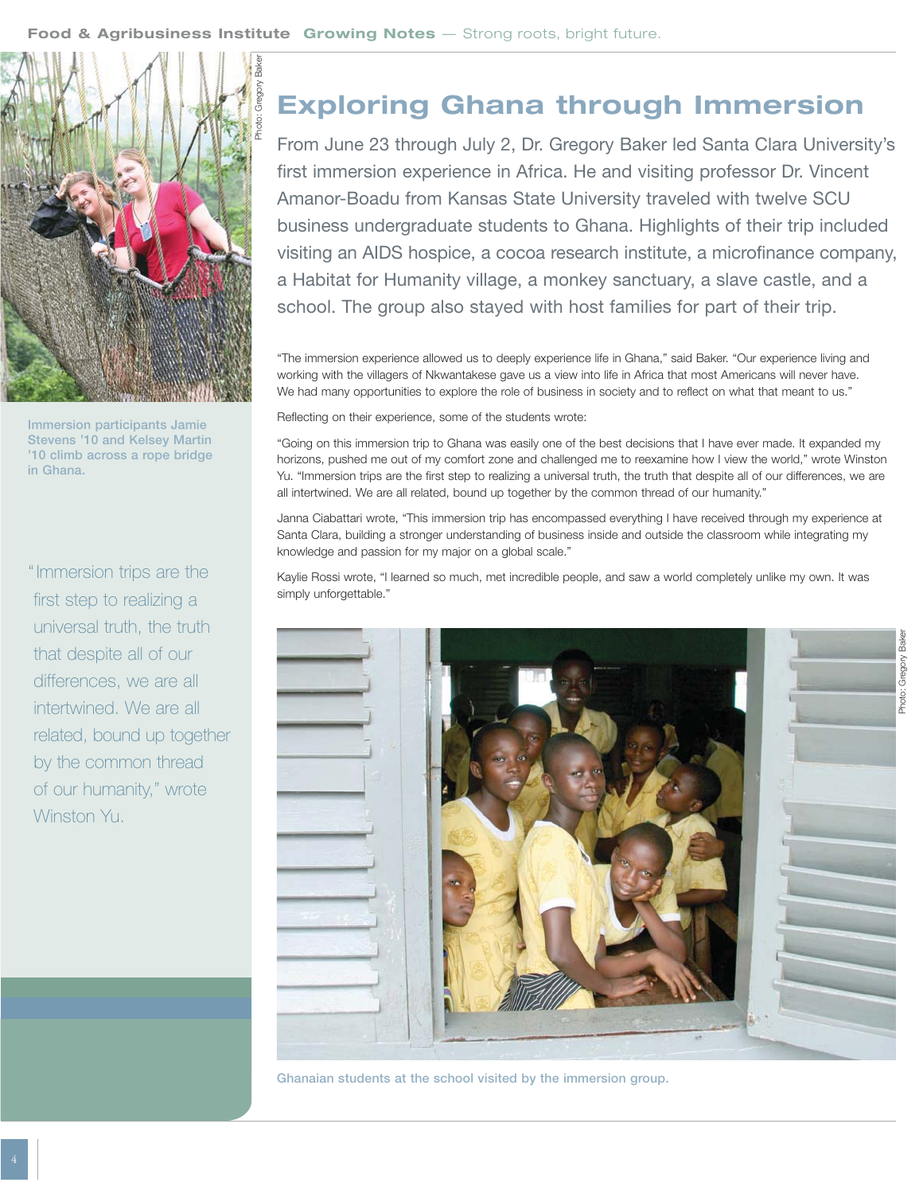# Exploring Ghana through Immersion

From June 23 through July 2, Dr. Gregory Baker led Santa Clara University's first immersion experience in Africa. He and visiting professor Dr. Vincent Amanor-Boadu from Kansas State University traveled with twelve SCU business undergraduate students to Ghana. Highlights of their trip included visiting an AIDS hospice, a cocoa research institute, a microfinance company, a Habitat for Humanity village, a monkey sanctuary, a slave castle, and a school. The group also stayed with host families for part of their trip.

"The immersion experience allowed us to deeply experience life in Ghana," said Baker. "Our experience living and working with the villagers of Nkwantakese gave us a view into life in Africa that most Americans will never have. We had many opportunities to explore the role of business in society and to reflect on what that meant to us."

Reflecting on their experience, some of the students wrote:

"Going on this immersion trip to Ghana was easily one of the best decisions that I have ever made. It expanded my horizons, pushed me out of my comfort zone and challenged me to reexamine how I view the world," wrote Winston Yu. "Immersion trips are the first step to realizing a universal truth, the truth that despite all of our differences, we are all intertwined. We are all related, bound up together by the common thread of our humanity."

Janna Ciabattari wrote, "This immersion trip has encompassed everything I have received through my experience at Santa Clara, building a stronger understanding of business inside and outside the classroom while integrating my knowledge and passion for my major on a global scale."

Kaylie Rossi wrote, "I learned so much, met incredible people, and saw a world completely unlike my own. It was simply unforgettable."

Photo: Gregory Baker

Immersion participants Jamie Stevens '10 and Kelsey Martin '10 climb across a rope bridge in Ghana.

"Immersion trips are the first step to realizing a universal truth, the truth that despite all of our differences, we are all intertwined. We are all related, bound up together by the common thread of our humanity," wrote Winston Yu.

Photo: Gregory Baker

Ghanaian students at the school visited by the immersion group.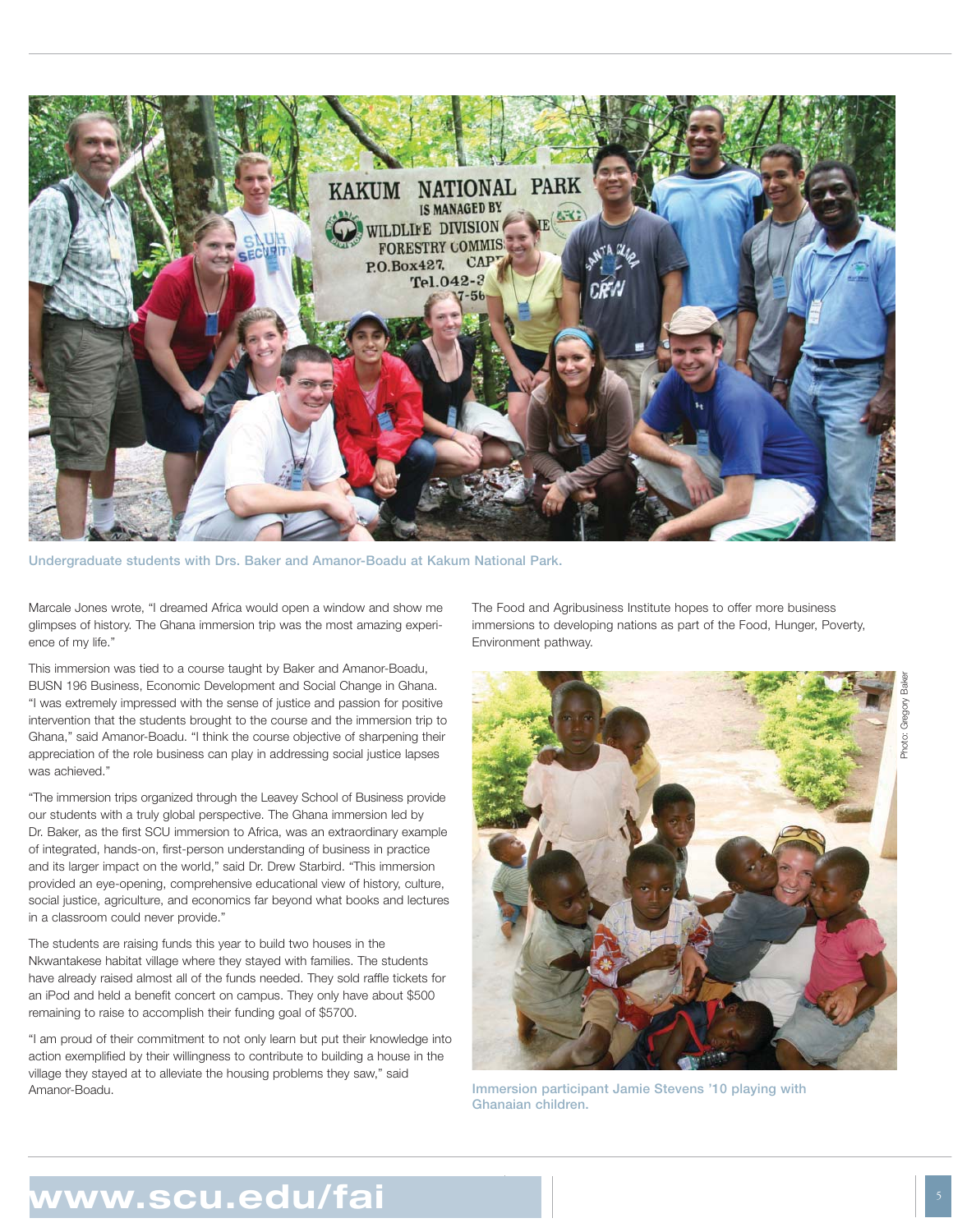Undergraduate students with Drs. Baker and Amanor-Boadu at Kakum National Park.

Marcale Jones wrote, "I dreamed Africa would open a window and show me glimpses of history. The Ghana immersion trip was the most amazing experience of my life."

This immersion was tied to a course taught by Baker and Amanor-Boadu, BUSN 196 Business, Economic Development and Social Change in Ghana. "I was extremely impressed with the sense of justice and passion for positive intervention that the students brought to the course and the immersion trip to Ghana," said Amanor-Boadu. "I think the course objective of sharpening their appreciation of the role business can play in addressing social justice lapses was achieved."

"The immersion trips organized through the Leavey School of Business provide our students with a truly global perspective. The Ghana immersion led by Dr. Baker, as the first SCU immersion to Africa, was an extraordinary example of integrated, hands-on, first-person understanding of business in practice and its larger impact on the world," said Dr. Drew Starbird. "This immersion provided an eye-opening, comprehensive educational view of history, culture, social justice, agriculture, and economics far beyond what books and lectures in a classroom could never provide."

The students are raising funds this year to build two houses in the Nkwantakese habitat village where they stayed with families. The students have already raised almost all of the funds needed. They sold raffle tickets for an iPod and held a benefit concert on campus. They only have about $500 remaining to raise to accomplish their funding goal of $5700.

"I am proud of their commitment to not only learn but put their knowledge into action exemplified by their willingness to contribute to building a house in the village they stayed at to alleviate the housing problems they saw," said Amanor-Boadu.

The Food and Agribusiness Institute hopes to offer more business immersions to developing nations as part of the Food, Hunger, Poverty, Environment pathway.

Photo: Gregory Baker

Immersion participant Jamie Stevens '10 playing with Ghanaian children.

www.scu.edu/fai